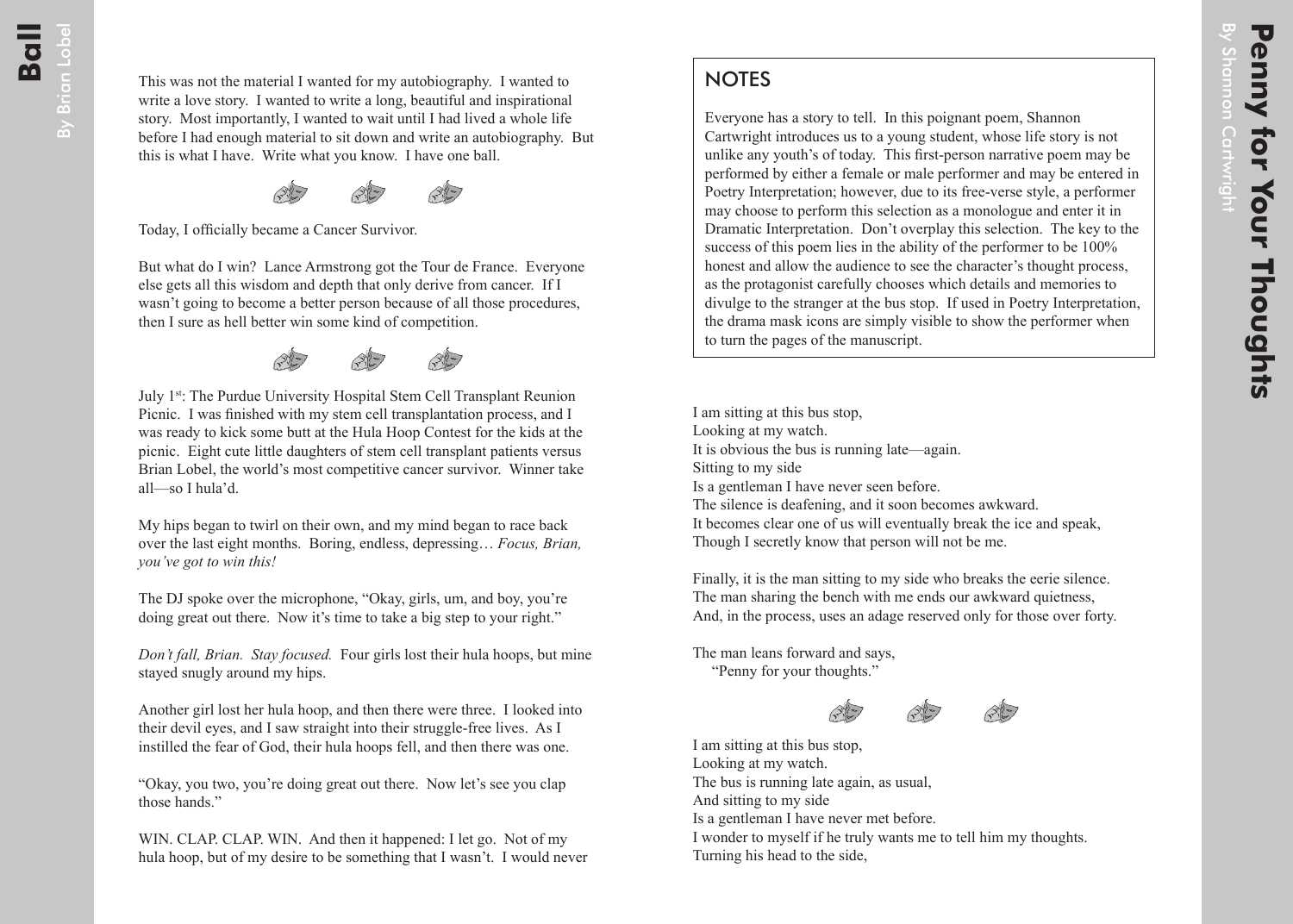# Ball

By Brian Lobel

This was not the material I wanted for my autobiography. I wanted to write a love story. I wanted to write a long, beautiful and inspirational story. Most importantly, I wanted to wait until I had lived a whole life before I had enough material to sit down and write an autobiography. But this is what I have. Write what you know. I have one ball.

Today, I officially became a Cancer Survivor.

But what do I win? Lance Armstrong got the Tour de France. Everyone else gets all this wisdom and depth that only derive from cancer. If I wasn't going to become a better person because of all those procedures, then I sure as hell better win some kind of competition.

July 1st: The Purdue University Hospital Stem Cell Transplant Reunion Picnic. I was finished with my stem cell transplantation process, and I was ready to kick some butt at the Hula Hoop Contest for the kids at the picnic. Eight cute little daughters of stem cell transplant patients versus Brian Lobel, the world's most competitive cancer survivor. Winner take all—so I hula'd.

My hips began to twirl on their own, and my mind began to race back over the last eight months. Boring, endless, depressing… *Focus, Brian, you've got to win this!*

The DJ spoke over the microphone, "Okay, girls, um, and boy, you're doing great out there. Now it's time to take a big step to your right."

*Don't fall, Brian. Stay focused.* Four girls lost their hula hoops, but mine stayed snugly around my hips.

Another girl lost her hula hoop, and then there were three. I looked into their devil eyes, and I saw straight into their struggle-free lives. As I instilled the fear of God, their hula hoops fell, and then there was one.

"Okay, you two, you're doing great out there. Now let's see you clap those hands."

WIN. CLAP. CLAP. WIN. And then it happened: I let go. Not of my hula hoop, but of my desire to be something that I wasn't. I would never

# Penny for Your Thoughts

By Shannon Cartwright

## NOTES

Everyone has a story to tell. In this poignant poem, Shannon Cartwright introduces us to a young student, whose life story is not unlike any youth's of today. This first-person narrative poem may be performed by either a female or male performer and may be entered in Poetry Interpretation; however, due to its free-verse style, a performer may choose to perform this selection as a monologue and enter it in Dramatic Interpretation. Don't overplay this selection. The key to the success of this poem lies in the ability of the performer to be 100% honest and allow the audience to see the character's thought process, as the protagonist carefully chooses which details and memories to divulge to the stranger at the bus stop. If used in Poetry Interpretation, the drama mask icons are simply visible to show the performer when to turn the pages of the manuscript.

I am sitting at this bus stop,
Looking at my watch.
It is obvious the bus is running late—again.
Sitting to my side
Is a gentleman I have never seen before.
The silence is deafening, and it soon becomes awkward.
It becomes clear one of us will eventually break the ice and speak,
Though I secretly know that person will not be me.

Finally, it is the man sitting to my side who breaks the eerie silence.
The man sharing the bench with me ends our awkward quietness,
And, in the process, uses an adage reserved only for those over forty.

The man leans forward and says,
"Penny for your thoughts."

I am sitting at this bus stop,
Looking at my watch.
The bus is running late again, as usual,
And sitting to my side
Is a gentleman I have never met before.
I wonder to myself if he truly wants me to tell him my thoughts.
Turning his head to the side,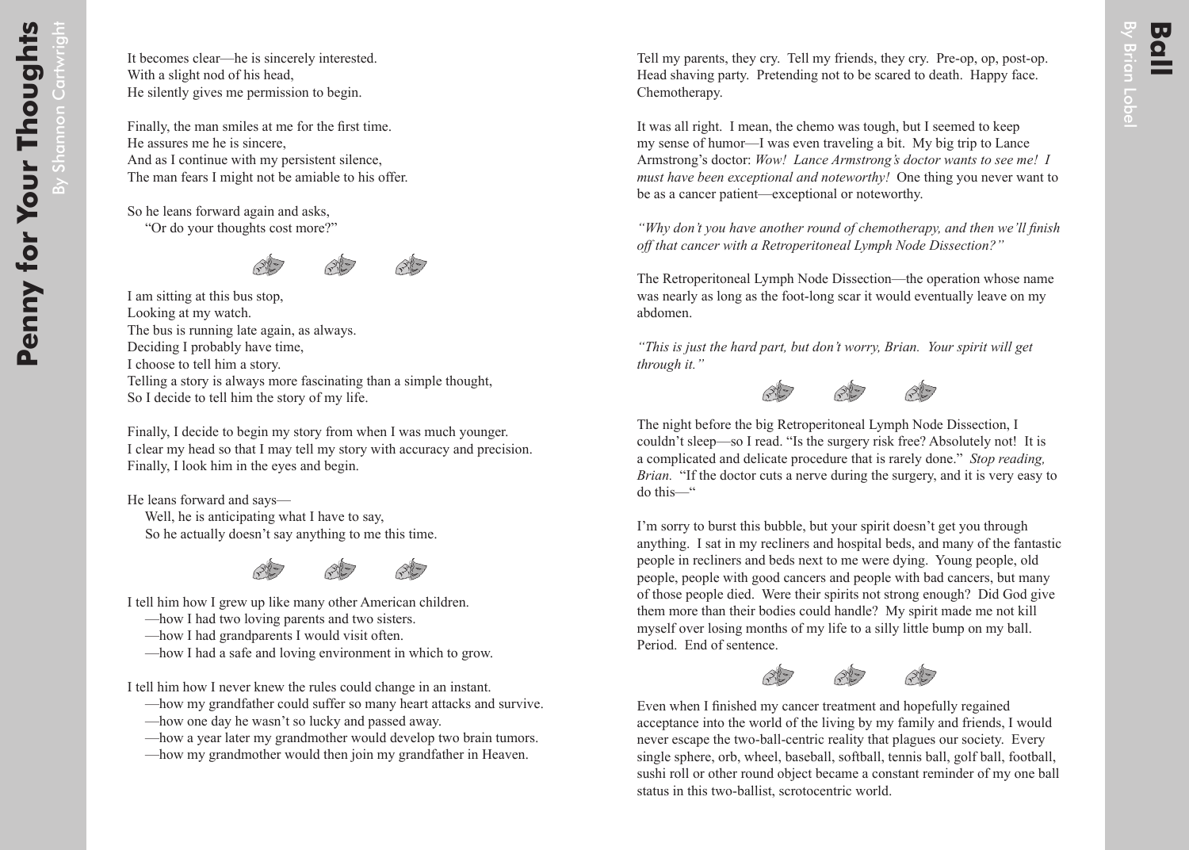# Penny for Your Thoughts

By Shannon Cartwright

It becomes clear—he is sincerely interested.
With a slight nod of his head,
He silently gives me permission to begin.

Finally, the man smiles at me for the first time.
He assures me he is sincere,
And as I continue with my persistent silence,
The man fears I might not be amiable to his offer.

So he leans forward again and asks,
"Or do your thoughts cost more?"

I am sitting at this bus stop,
Looking at my watch.
The bus is running late again, as always.
Deciding I probably have time,
I choose to tell him a story.
Telling a story is always more fascinating than a simple thought,
So I decide to tell him the story of my life.

Finally, I decide to begin my story from when I was much younger.
I clear my head so that I may tell my story with accuracy and precision.
Finally, I look him in the eyes and begin.

He leans forward and says—
Well, he is anticipating what I have to say,
So he actually doesn't say anything to me this time.

I tell him how I grew up like many other American children.
—how I had two loving parents and two sisters.
—how I had grandparents I would visit often.
—how I had a safe and loving environment in which to grow.

I tell him how I never knew the rules could change in an instant.
—how my grandfather could suffer so many heart attacks and survive.
—how one day he wasn't so lucky and passed away.
—how a year later my grandmother would develop two brain tumors.
—how my grandmother would then join my grandfather in Heaven.

# Ball

By Brian Lobel

Tell my parents, they cry. Tell my friends, they cry. Pre-op, op, post-op. Head shaving party. Pretending not to be scared to death. Happy face. Chemotherapy.

It was all right. I mean, the chemo was tough, but I seemed to keep my sense of humor—I was even traveling a bit. My big trip to Lance Armstrong's doctor: *Wow! Lance Armstrong's doctor wants to see me! I must have been exceptional and noteworthy!* One thing you never want to be as a cancer patient—exceptional or noteworthy.

*"Why don't you have another round of chemotherapy, and then we'll finish off that cancer with a Retroperitoneal Lymph Node Dissection?"*

The Retroperitoneal Lymph Node Dissection—the operation whose name was nearly as long as the foot-long scar it would eventually leave on my abdomen.

*"This is just the hard part, but don't worry, Brian. Your spirit will get through it."*

The night before the big Retroperitoneal Lymph Node Dissection, I couldn't sleep—so I read. "Is the surgery risk free? Absolutely not! It is a complicated and delicate procedure that is rarely done." *Stop reading, Brian.* "If the doctor cuts a nerve during the surgery, and it is very easy to do this—"

I'm sorry to burst this bubble, but your spirit doesn't get you through anything. I sat in my recliners and hospital beds, and many of the fantastic people in recliners and beds next to me were dying. Young people, old people, people with good cancers and people with bad cancers, but many of those people died. Were their spirits not strong enough? Did God give them more than their bodies could handle? My spirit made me not kill myself over losing months of my life to a silly little bump on my ball. Period. End of sentence.

Even when I finished my cancer treatment and hopefully regained acceptance into the world of the living by my family and friends, I would never escape the two-ball-centric reality that plagues our society. Every single sphere, orb, wheel, baseball, softball, tennis ball, golf ball, football, sushi roll or other round object became a constant reminder of my one ball status in this two-ballist, scrotocentric world.